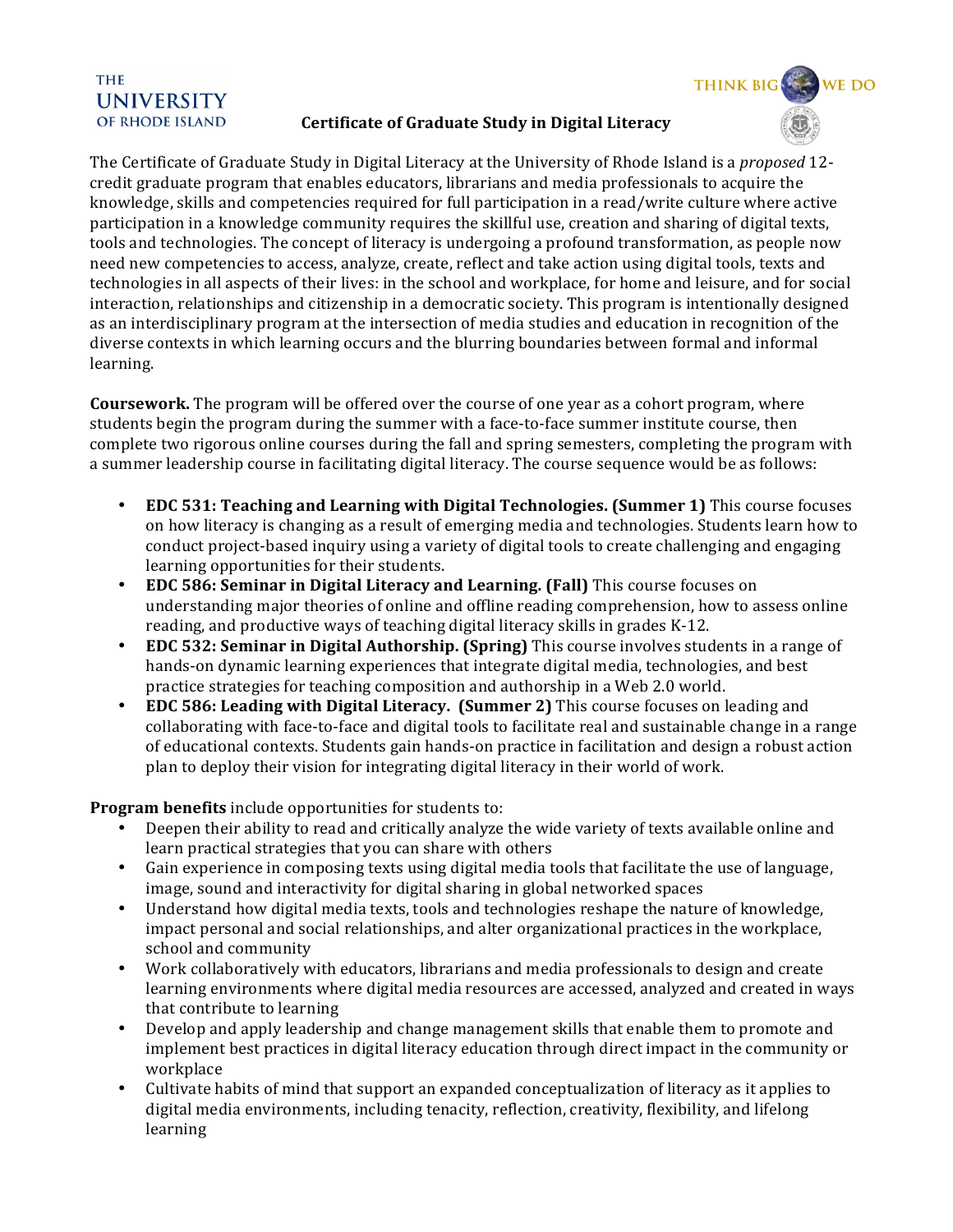THE UNIVERSITY OF RHODE ISLAND

THINK BIG WE DO

# Certificate of Graduate Study in Digital Literacy

The Certificate of Graduate Study in Digital Literacy at the University of Rhode Island is a *proposed* 12-credit graduate program that enables educators, librarians and media professionals to acquire the knowledge, skills and competencies required for full participation in a read/write culture where active participation in a knowledge community requires the skillful use, creation and sharing of digital texts, tools and technologies. The concept of literacy is undergoing a profound transformation, as people now need new competencies to access, analyze, create, reflect and take action using digital tools, texts and technologies in all aspects of their lives: in the school and workplace, for home and leisure, and for social interaction, relationships and citizenship in a democratic society. This program is intentionally designed as an interdisciplinary program at the intersection of media studies and education in recognition of the diverse contexts in which learning occurs and the blurring boundaries between formal and informal learning.

**Coursework.** The program will be offered over the course of one year as a cohort program, where students begin the program during the summer with a face-to-face summer institute course, then complete two rigorous online courses during the fall and spring semesters, completing the program with a summer leadership course in facilitating digital literacy. The course sequence would be as follows:

- **EDC 531: Teaching and Learning with Digital Technologies. (Summer 1)** This course focuses on how literacy is changing as a result of emerging media and technologies. Students learn how to conduct project-based inquiry using a variety of digital tools to create challenging and engaging learning opportunities for their students.
- **EDC 586: Seminar in Digital Literacy and Learning. (Fall)** This course focuses on understanding major theories of online and offline reading comprehension, how to assess online reading, and productive ways of teaching digital literacy skills in grades K-12.
- **EDC 532: Seminar in Digital Authorship. (Spring)** This course involves students in a range of hands-on dynamic learning experiences that integrate digital media, technologies, and best practice strategies for teaching composition and authorship in a Web 2.0 world.
- **EDC 586: Leading with Digital Literacy. (Summer 2)** This course focuses on leading and collaborating with face-to-face and digital tools to facilitate real and sustainable change in a range of educational contexts. Students gain hands-on practice in facilitation and design a robust action plan to deploy their vision for integrating digital literacy in their world of work.

**Program benefits** include opportunities for students to:

- Deepen their ability to read and critically analyze the wide variety of texts available online and learn practical strategies that you can share with others
- Gain experience in composing texts using digital media tools that facilitate the use of language, image, sound and interactivity for digital sharing in global networked spaces
- Understand how digital media texts, tools and technologies reshape the nature of knowledge, impact personal and social relationships, and alter organizational practices in the workplace, school and community
- Work collaboratively with educators, librarians and media professionals to design and create learning environments where digital media resources are accessed, analyzed and created in ways that contribute to learning
- Develop and apply leadership and change management skills that enable them to promote and implement best practices in digital literacy education through direct impact in the community or workplace
- Cultivate habits of mind that support an expanded conceptualization of literacy as it applies to digital media environments, including tenacity, reflection, creativity, flexibility, and lifelong learning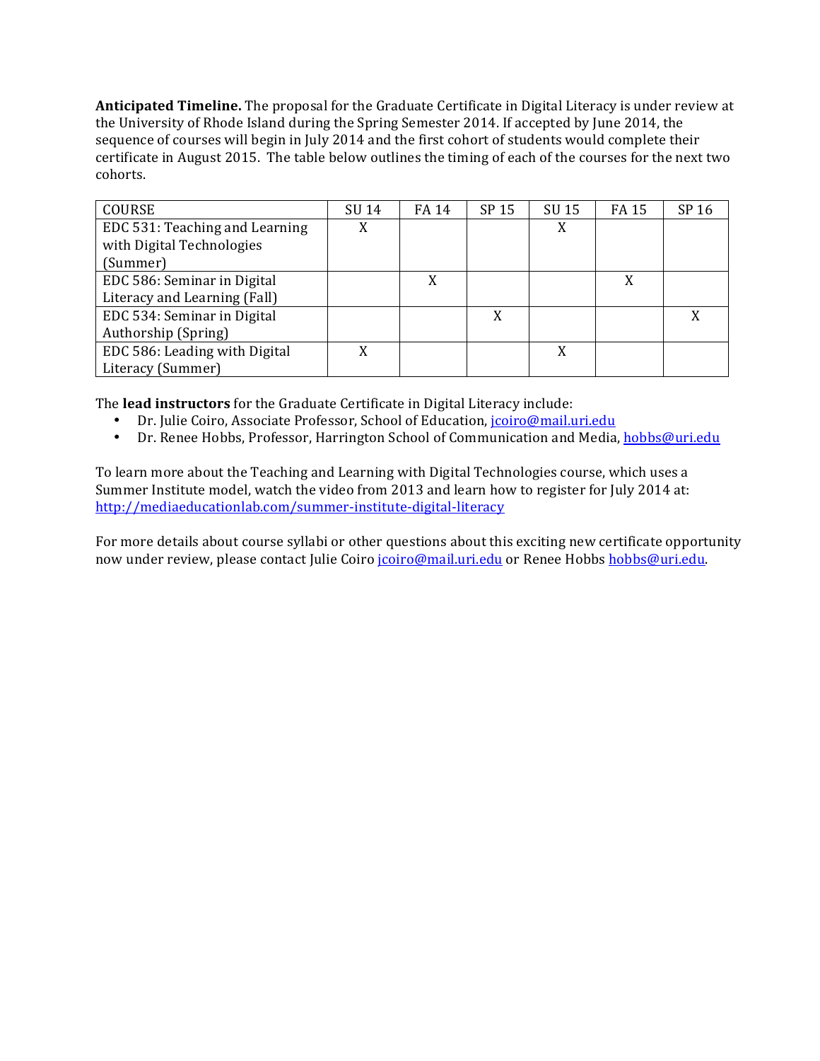**Anticipated Timeline.** The proposal for the Graduate Certificate in Digital Literacy is under review at the University of Rhode Island during the Spring Semester 2014. If accepted by June 2014, the sequence of courses will begin in July 2014 and the first cohort of students would complete their certificate in August 2015. The table below outlines the timing of each of the courses for the next two cohorts.

| COURSE | SU 14 | FA 14 | SP 15 | SU 15 | FA 15 | SP 16 |
|---|---|---|---|---|---|---|
| EDC 531: Teaching and Learning with Digital Technologies (Summer) | X | | | X | | |
| EDC 586: Seminar in Digital Literacy and Learning (Fall) | | X | | | X | |
| EDC 534: Seminar in Digital Authorship (Spring) | | | X | | | X |
| EDC 586: Leading with Digital Literacy (Summer) | X | | | X | | |

The **lead instructors** for the Graduate Certificate in Digital Literacy include:

- Dr. Julie Coiro, Associate Professor, School of Education, jcoiro@mail.uri.edu
- Dr. Renee Hobbs, Professor, Harrington School of Communication and Media, hobbs@uri.edu

To learn more about the Teaching and Learning with Digital Technologies course, which uses a Summer Institute model, watch the video from 2013 and learn how to register for July 2014 at: http://mediaeducationlab.com/summer-institute-digital-literacy

For more details about course syllabi or other questions about this exciting new certificate opportunity now under review, please contact Julie Coiro jcoiro@mail.uri.edu or Renee Hobbs hobbs@uri.edu.